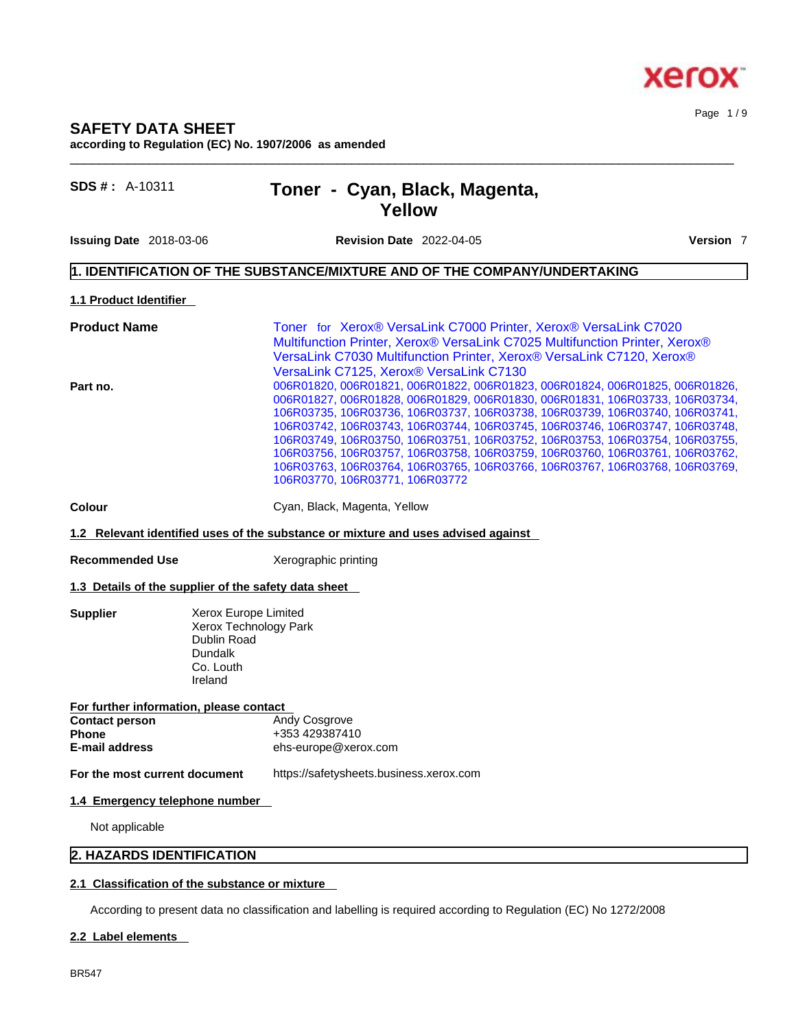# SAFETY DATA SHEET

**according to Regulation (EC) No. 1907/2006 as amended**

**SDS # :** A-10311

## Toner - Cyan, Black, Magenta, Yellow

**Issuing Date** 2018-03-06 **Revision Date** 2022-04-05 **Version** 7

## 1. IDENTIFICATION OF THE SUBSTANCE/MIXTURE AND OF THE COMPANY/UNDERTAKING

### 1.1 Product Identifier

**Product Name** Toner for Xerox® VersaLink C7000 Printer, Xerox® VersaLink C7020 Multifunction Printer, Xerox® VersaLink C7025 Multifunction Printer, Xerox® VersaLink C7030 Multifunction Printer, Xerox® VersaLink C7120, Xerox® VersaLink C7125, Xerox® VersaLink C7130

**Part no.** 006R01820, 006R01821, 006R01822, 006R01823, 006R01824, 006R01825, 006R01826, 006R01827, 006R01828, 006R01829, 006R01830, 006R01831, 106R03733, 106R03734, 106R03735, 106R03736, 106R03737, 106R03738, 106R03739, 106R03740, 106R03741, 106R03742, 106R03743, 106R03744, 106R03745, 106R03746, 106R03747, 106R03748, 106R03749, 106R03750, 106R03751, 106R03752, 106R03753, 106R03754, 106R03755, 106R03756, 106R03757, 106R03758, 106R03759, 106R03760, 106R03761, 106R03762, 106R03763, 106R03764, 106R03765, 106R03766, 106R03767, 106R03768, 106R03769, 106R03770, 106R03771, 106R03772

**Colour** Cyan, Black, Magenta, Yellow

### 1.2 Relevant identified uses of the substance or mixture and uses advised against

**Recommended Use** Xerographic printing

### 1.3 Details of the supplier of the safety data sheet

**Supplier**
Xerox Europe Limited
Xerox Technology Park
Dublin Road
Dundalk
Co. Louth
Ireland

**For further information, please contact**

**Contact person** Andy Cosgrove
**Phone** +353 429387410
**E-mail address** ehs-europe@xerox.com

**For the most current document** https://safetysheets.business.xerox.com

### 1.4 Emergency telephone number

Not applicable

## 2. HAZARDS IDENTIFICATION

### 2.1 Classification of the substance or mixture

According to present data no classification and labelling is required according to Regulation (EC) No 1272/2008

### 2.2 Label elements

BR547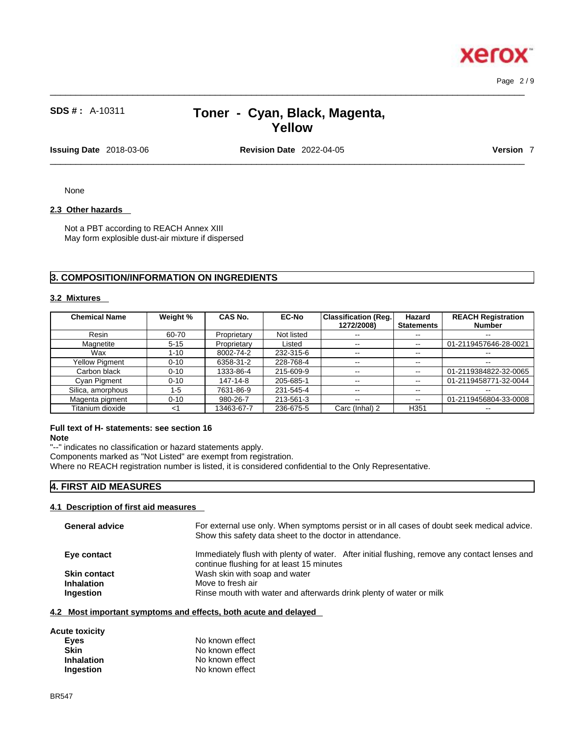None

### 2.3 Other hazards

Not a PBT according to REACH Annex XIII
May form explosible dust-air mixture if dispersed

## 3. COMPOSITION/INFORMATION ON INGREDIENTS

### 3.2 Mixtures

| Chemical Name | Weight % | CAS No. | EC-No | Classification (Reg. 1272/2008) | Hazard Statements | REACH Registration Number |
|---|---|---|---|---|---|---|
| Resin | 60-70 | Proprietary | Not listed | -- | -- | -- |
| Magnetite | 5-15 | Proprietary | Listed | -- | -- | 01-2119457646-28-0021 |
| Wax | 1-10 | 8002-74-2 | 232-315-6 | -- | -- | -- |
| Yellow Pigment | 0-10 | 6358-31-2 | 228-768-4 | -- | -- | -- |
| Carbon black | 0-10 | 1333-86-4 | 215-609-9 | -- | -- | 01-2119384822-32-0065 |
| Cyan Pigment | 0-10 | 147-14-8 | 205-685-1 | -- | -- | 01-2119458771-32-0044 |
| Silica, amorphous | 1-5 | 7631-86-9 | 231-545-4 | -- | -- | -- |
| Magenta pigment | 0-10 | 980-26-7 | 213-561-3 | -- | -- | 01-2119456804-33-0008 |
| Titanium dioxide | <1 | 13463-67-7 | 236-675-5 | Carc (Inhal) 2 | H351 | -- |

**Full text of H- statements: see section 16**

**Note**

"--" indicates no classification or hazard statements apply.
Components marked as "Not Listed" are exempt from registration.
Where no REACH registration number is listed, it is considered confidential to the Only Representative.

## 4. FIRST AID MEASURES

### 4.1 Description of first aid measures

**General advice** For external use only. When symptoms persist or in all cases of doubt seek medical advice. Show this safety data sheet to the doctor in attendance.

**Eye contact** Immediately flush with plenty of water. After initial flushing, remove any contact lenses and continue flushing for at least 15 minutes

**Skin contact** Wash skin with soap and water

**Inhalation** Move to fresh air

**Ingestion** Rinse mouth with water and afterwards drink plenty of water or milk

### 4.2 Most important symptoms and effects, both acute and delayed

**Acute toxicity**

**Eyes** No known effect

**Skin** No known effect

**Inhalation** No known effect

**Ingestion** No known effect

BR547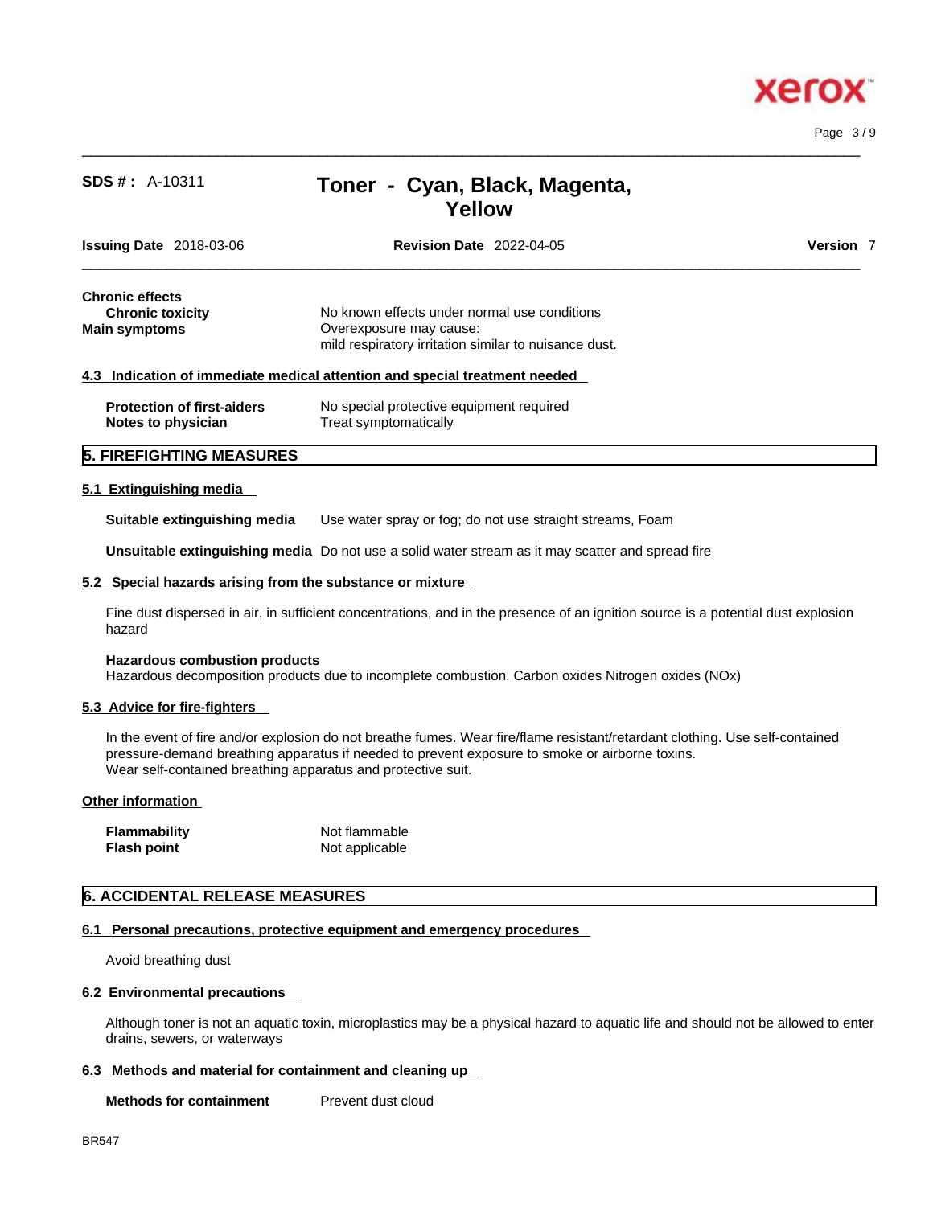**Chronic effects**

| | |
|---|---|
| **Chronic toxicity** | No known effects under normal use conditions |
| **Main symptoms** | Overexposure may cause: mild respiratory irritation similar to nuisance dust. |

#### 4.3 Indication of immediate medical attention and special treatment needed

| | |
|---|---|
| **Protection of first-aiders** | No special protective equipment required |
| **Notes to physician** | Treat symptomatically |

## 5. FIREFIGHTING MEASURES

#### 5.1 Extinguishing media

**Suitable extinguishing media** Use water spray or fog; do not use straight streams, Foam

**Unsuitable extinguishing media** Do not use a solid water stream as it may scatter and spread fire

#### 5.2 Special hazards arising from the substance or mixture

Fine dust dispersed in air, in sufficient concentrations, and in the presence of an ignition source is a potential dust explosion hazard

**Hazardous combustion products**
Hazardous decomposition products due to incomplete combustion. Carbon oxides Nitrogen oxides (NOx)

#### 5.3 Advice for fire-fighters

In the event of fire and/or explosion do not breathe fumes. Wear fire/flame resistant/retardant clothing. Use self-contained pressure-demand breathing apparatus if needed to prevent exposure to smoke or airborne toxins.
Wear self-contained breathing apparatus and protective suit.

#### Other information

| | |
|---|---|
| **Flammability** | Not flammable |
| **Flash point** | Not applicable |

## 6. ACCIDENTAL RELEASE MEASURES

#### 6.1 Personal precautions, protective equipment and emergency procedures

Avoid breathing dust

#### 6.2 Environmental precautions

Although toner is not an aquatic toxin, microplastics may be a physical hazard to aquatic life and should not be allowed to enter drains, sewers, or waterways

#### 6.3 Methods and material for containment and cleaning up

**Methods for containment** Prevent dust cloud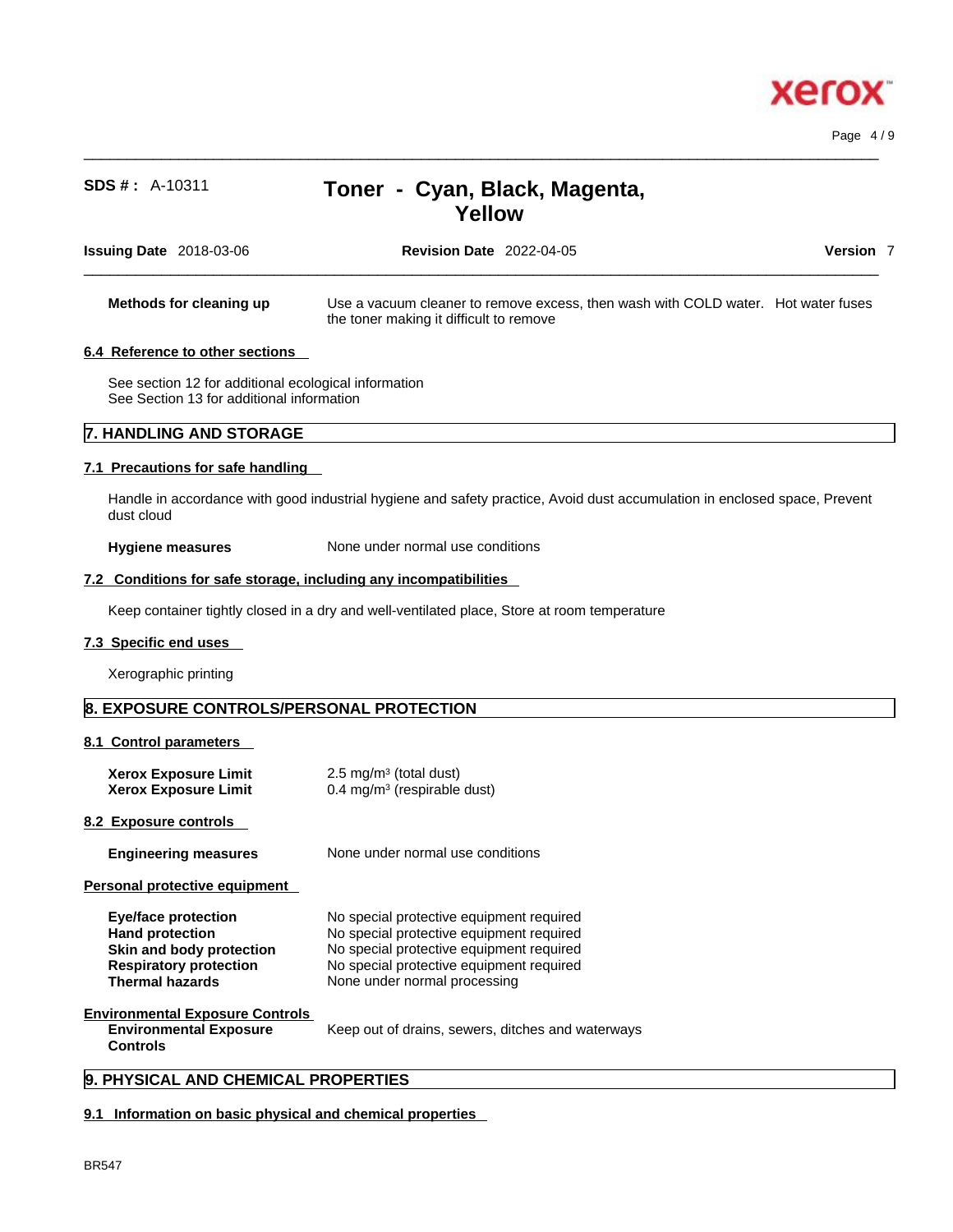**Methods for cleaning up** — Use a vacuum cleaner to remove excess, then wash with COLD water. Hot water fuses the toner making it difficult to remove

### 6.4 Reference to other sections

See section 12 for additional ecological information
See Section 13 for additional information

## 7. HANDLING AND STORAGE

### 7.1 Precautions for safe handling

Handle in accordance with good industrial hygiene and safety practice, Avoid dust accumulation in enclosed space, Prevent dust cloud

**Hygiene measures** — None under normal use conditions

### 7.2 Conditions for safe storage, including any incompatibilities

Keep container tightly closed in a dry and well-ventilated place, Store at room temperature

### 7.3 Specific end uses

Xerographic printing

## 8. EXPOSURE CONTROLS/PERSONAL PROTECTION

### 8.1 Control parameters

| | |
|---|---|
| **Xerox Exposure Limit** | 2.5 mg/m$^3$ (total dust) |
| **Xerox Exposure Limit** | 0.4 mg/m$^3$ (respirable dust) |

### 8.2 Exposure controls

**Engineering measures** — None under normal use conditions

### Personal protective equipment

| | |
|---|---|
| **Eye/face protection** | No special protective equipment required |
| **Hand protection** | No special protective equipment required |
| **Skin and body protection** | No special protective equipment required |
| **Respiratory protection** | No special protective equipment required |
| **Thermal hazards** | None under normal processing |

### Environmental Exposure Controls

**Environmental Exposure Controls** — Keep out of drains, sewers, ditches and waterways

## 9. PHYSICAL AND CHEMICAL PROPERTIES

### 9.1 Information on basic physical and chemical properties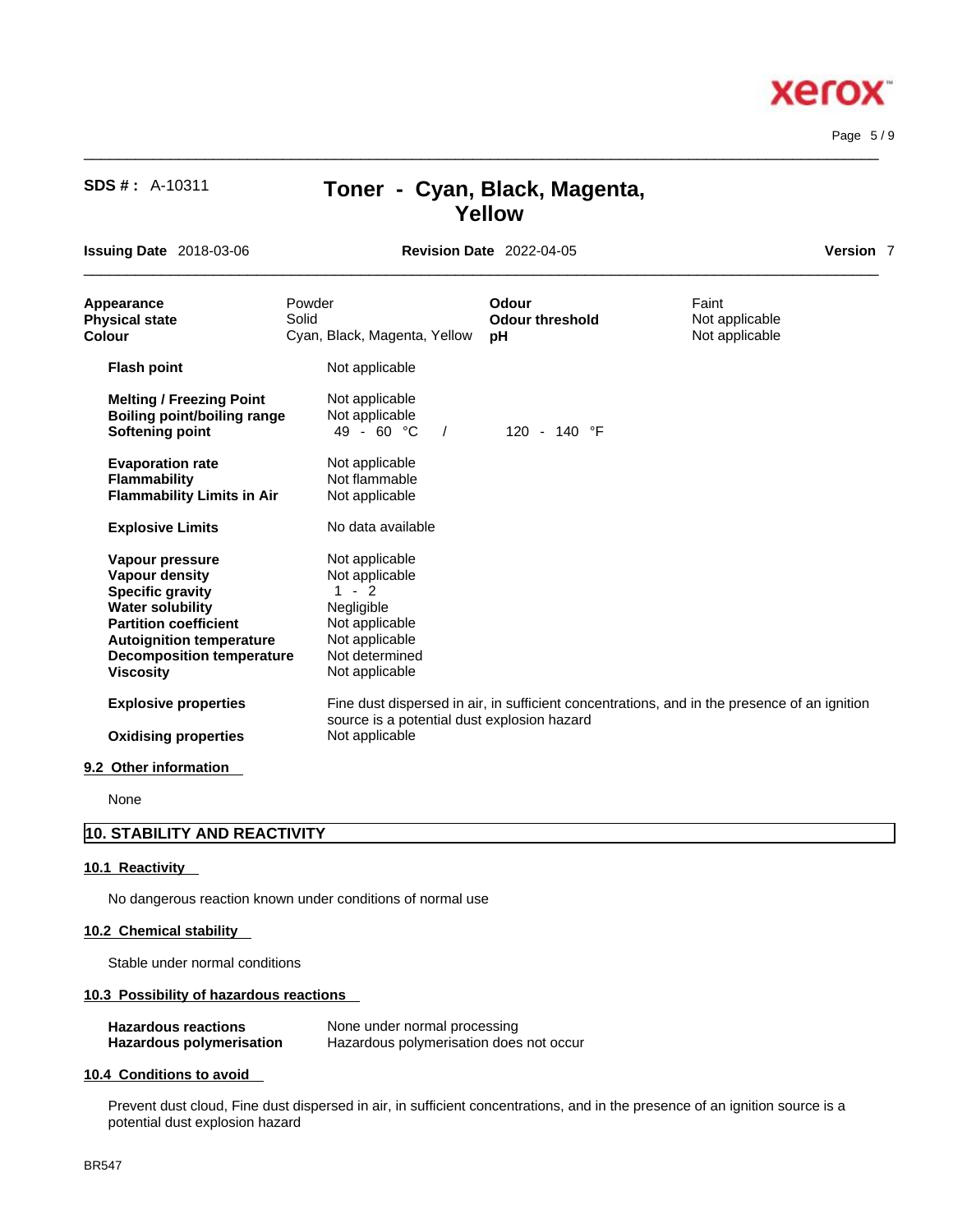| | | | |
|---|---|---|---|
| **Appearance** | Powder | **Odour** | Faint |
| **Physical state** | Solid | **Odour threshold** | Not applicable |
| **Colour** | Cyan, Black, Magenta, Yellow | **pH** | Not applicable |

| | |
|---|---|
| **Flash point** | Not applicable |
| **Melting / Freezing Point** | Not applicable |
| **Boiling point/boiling range** | Not applicable |
| **Softening point** | 49 - 60 °C / 120 - 140 °F |
| **Evaporation rate** | Not applicable |
| **Flammability** | Not flammable |
| **Flammability Limits in Air** | Not applicable |
| **Explosive Limits** | No data available |
| **Vapour pressure** | Not applicable |
| **Vapour density** | Not applicable |
| **Specific gravity** | 1 - 2 |
| **Water solubility** | Negligible |
| **Partition coefficient** | Not applicable |
| **Autoignition temperature** | Not applicable |
| **Decomposition temperature** | Not determined |
| **Viscosity** | Not applicable |
| **Explosive properties** | Fine dust dispersed in air, in sufficient concentrations, and in the presence of an ignition source is a potential dust explosion hazard |
| **Oxidising properties** | Not applicable |

### 9.2 Other information

None

## 10. STABILITY AND REACTIVITY

### 10.1 Reactivity

No dangerous reaction known under conditions of normal use

### 10.2 Chemical stability

Stable under normal conditions

### 10.3 Possibility of hazardous reactions

| | |
|---|---|
| **Hazardous reactions** | None under normal processing |
| **Hazardous polymerisation** | Hazardous polymerisation does not occur |

### 10.4 Conditions to avoid

Prevent dust cloud, Fine dust dispersed in air, in sufficient concentrations, and in the presence of an ignition source is a potential dust explosion hazard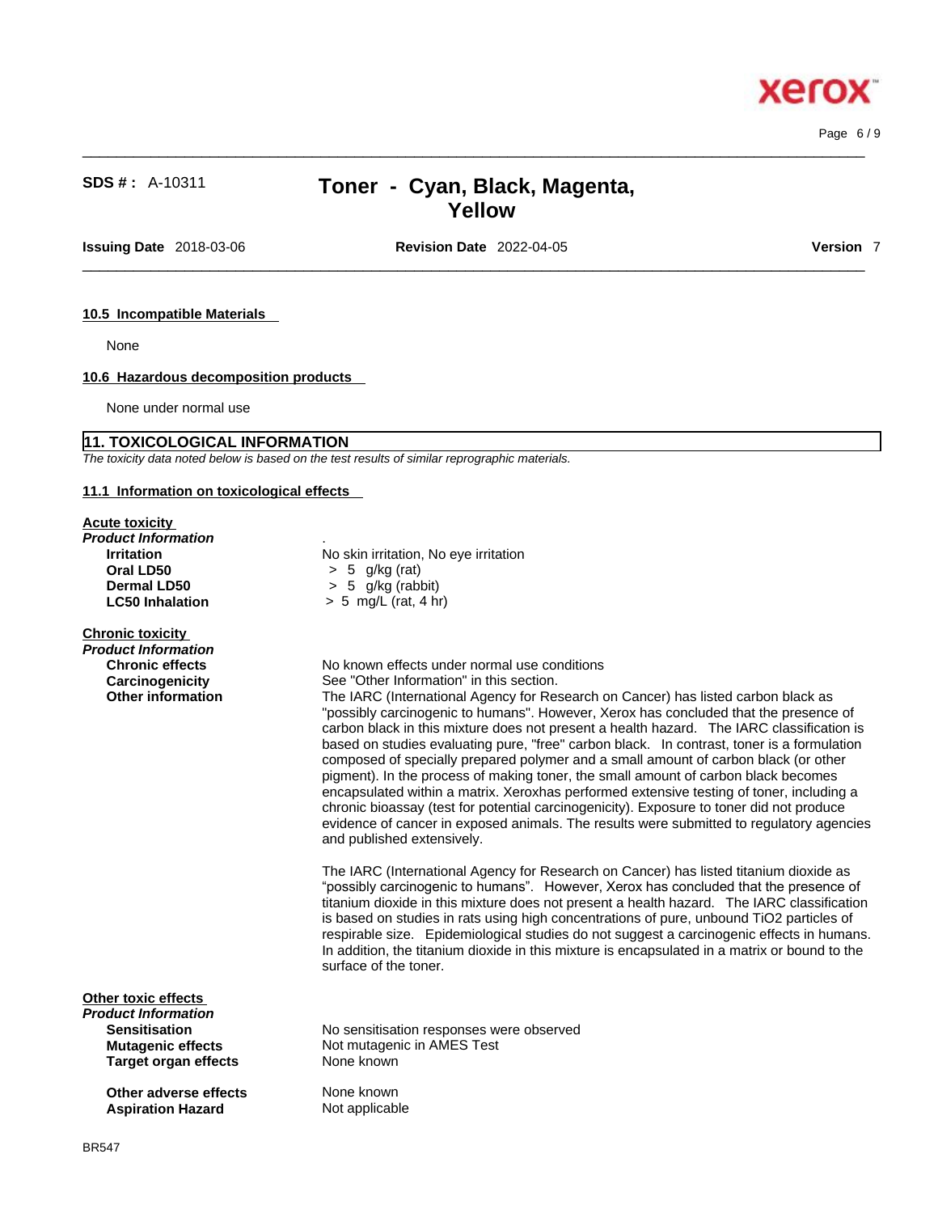### 10.5 Incompatible Materials

None

### 10.6 Hazardous decomposition products

None under normal use

## 11. TOXICOLOGICAL INFORMATION

*The toxicity data noted below is based on the test results of similar reprographic materials.*

### 11.1 Information on toxicological effects

**Acute toxicity**

***Product Information***

| | |
|---|---|
| **Irritation** | No skin irritation, No eye irritation |
| **Oral LD50** | > 5 g/kg (rat) |
| **Dermal LD50** | > 5 g/kg (rabbit) |
| **LC50 Inhalation** | > 5 mg/L (rat, 4 hr) |

**Chronic toxicity**

***Product Information***

**Chronic effects**: No known effects under normal use conditions

**Carcinogenicity**: See "Other Information" in this section.

**Other information**: The IARC (International Agency for Research on Cancer) has listed carbon black as "possibly carcinogenic to humans". However, Xerox has concluded that the presence of carbon black in this mixture does not present a health hazard. The IARC classification is based on studies evaluating pure, "free" carbon black. In contrast, toner is a formulation composed of specially prepared polymer and a small amount of carbon black (or other pigment). In the process of making toner, the small amount of carbon black becomes encapsulated within a matrix. Xeroxhas performed extensive testing of toner, including a chronic bioassay (test for potential carcinogenicity). Exposure to toner did not produce evidence of cancer in exposed animals. The results were submitted to regulatory agencies and published extensively.

The IARC (International Agency for Research on Cancer) has listed titanium dioxide as "possibly carcinogenic to humans". However, Xerox has concluded that the presence of titanium dioxide in this mixture does not present a health hazard. The IARC classification is based on studies in rats using high concentrations of pure, unbound TiO2 particles of respirable size. Epidemiological studies do not suggest a carcinogenic effects in humans. In addition, the titanium dioxide in this mixture is encapsulated in a matrix or bound to the surface of the toner.

**Other toxic effects**

***Product Information***

| | |
|---|---|
| **Sensitisation** | No sensitisation responses were observed |
| **Mutagenic effects** | Not mutagenic in AMES Test |
| **Target organ effects** | None known |
| **Other adverse effects** | None known |
| **Aspiration Hazard** | Not applicable |

BR547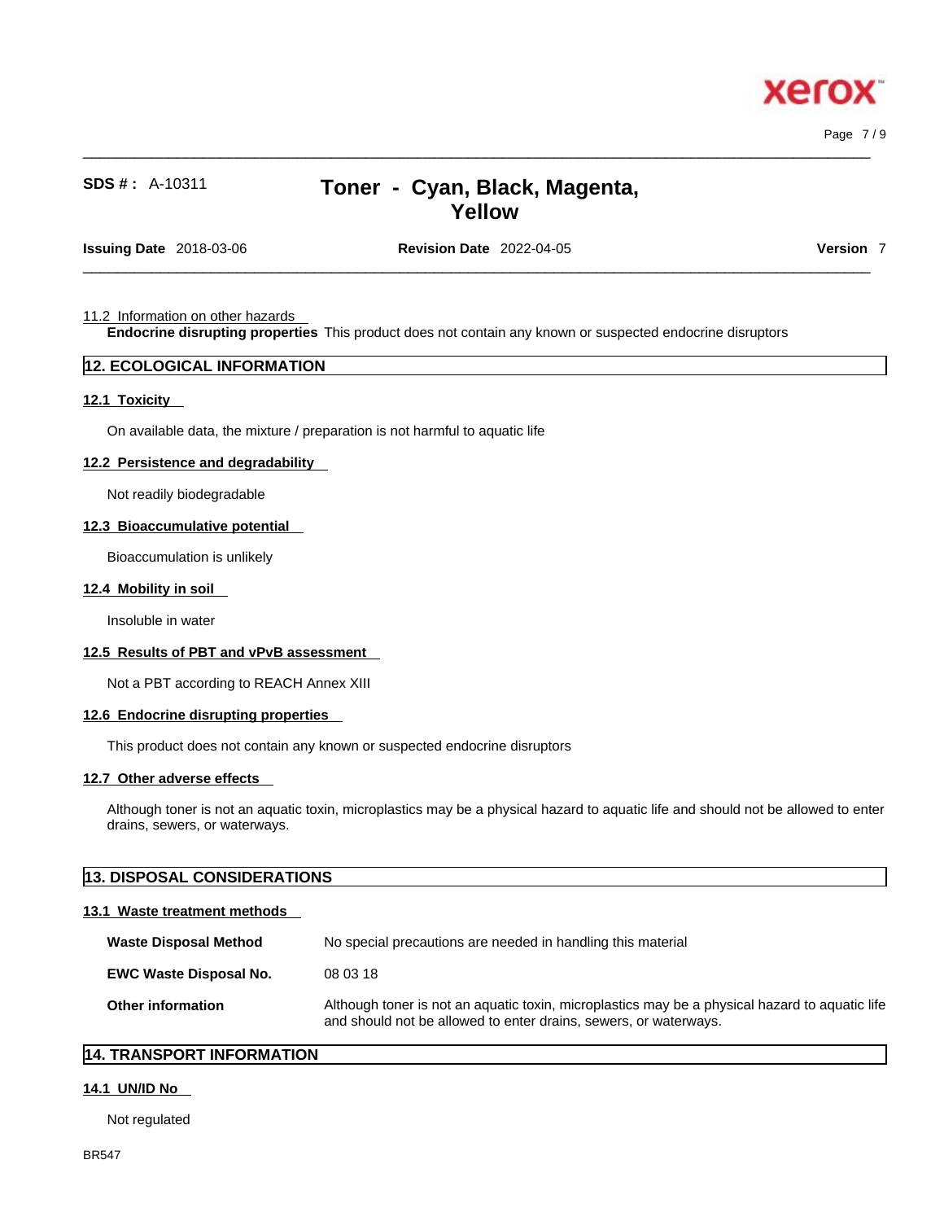11.2 Information on other hazards

**Endocrine disrupting properties** This product does not contain any known or suspected endocrine disruptors

## 12. ECOLOGICAL INFORMATION

### 12.1 Toxicity

On available data, the mixture / preparation is not harmful to aquatic life

### 12.2 Persistence and degradability

Not readily biodegradable

### 12.3 Bioaccumulative potential

Bioaccumulation is unlikely

### 12.4 Mobility in soil

Insoluble in water

### 12.5 Results of PBT and vPvB assessment

Not a PBT according to REACH Annex XIII

### 12.6 Endocrine disrupting properties

This product does not contain any known or suspected endocrine disruptors

### 12.7 Other adverse effects

Although toner is not an aquatic toxin, microplastics may be a physical hazard to aquatic life and should not be allowed to enter drains, sewers, or waterways.

## 13. DISPOSAL CONSIDERATIONS

### 13.1 Waste treatment methods

**Waste Disposal Method** No special precautions are needed in handling this material

**EWC Waste Disposal No.** 08 03 18

**Other information** Although toner is not an aquatic toxin, microplastics may be a physical hazard to aquatic life and should not be allowed to enter drains, sewers, or waterways.

## 14. TRANSPORT INFORMATION

### 14.1 UN/ID No

Not regulated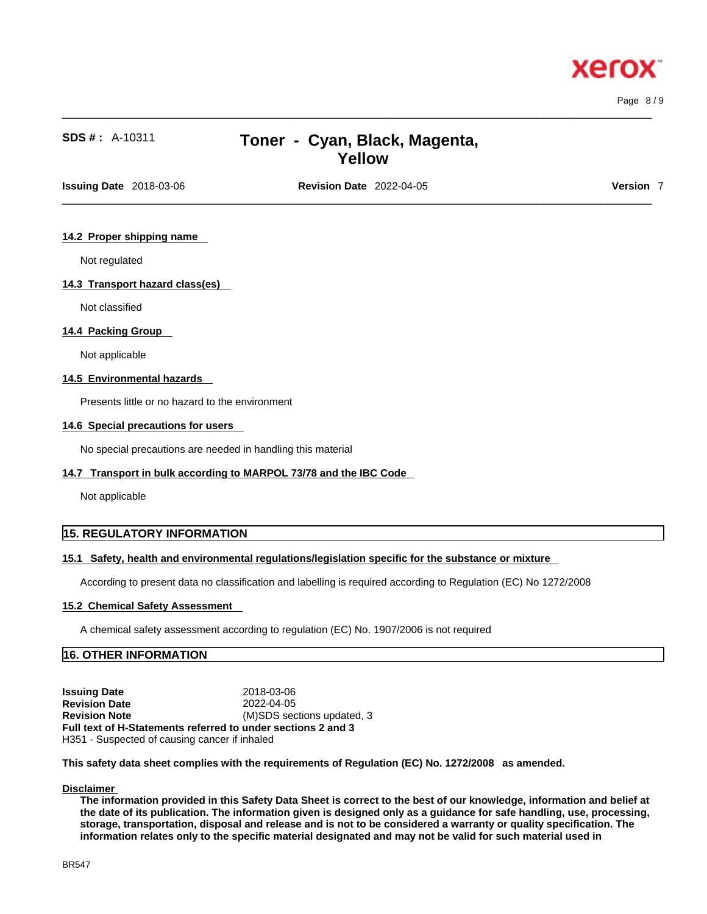### 14.2 Proper shipping name

Not regulated

### 14.3 Transport hazard class(es)

Not classified

### 14.4 Packing Group

Not applicable

### 14.5 Environmental hazards

Presents little or no hazard to the environment

### 14.6 Special precautions for users

No special precautions are needed in handling this material

### 14.7 Transport in bulk according to MARPOL 73/78 and the IBC Code

Not applicable

## 15. REGULATORY INFORMATION

### 15.1 Safety, health and environmental regulations/legislation specific for the substance or mixture

According to present data no classification and labelling is required according to Regulation (EC) No 1272/2008

### 15.2 Chemical Safety Assessment

A chemical safety assessment according to regulation (EC) No. 1907/2006 is not required

## 16. OTHER INFORMATION

**Issuing Date** 2018-03-06
**Revision Date** 2022-04-05
**Revision Note** (M)SDS sections updated, 3
**Full text of H-Statements referred to under sections 2 and 3**
H351 - Suspected of causing cancer if inhaled

**This safety data sheet complies with the requirements of Regulation (EC) No. 1272/2008 as amended.**

**Disclaimer**

**The information provided in this Safety Data Sheet is correct to the best of our knowledge, information and belief at the date of its publication. The information given is designed only as a guidance for safe handling, use, processing, storage, transportation, disposal and release and is not to be considered a warranty or quality specification. The information relates only to the specific material designated and may not be valid for such material used in**

BR547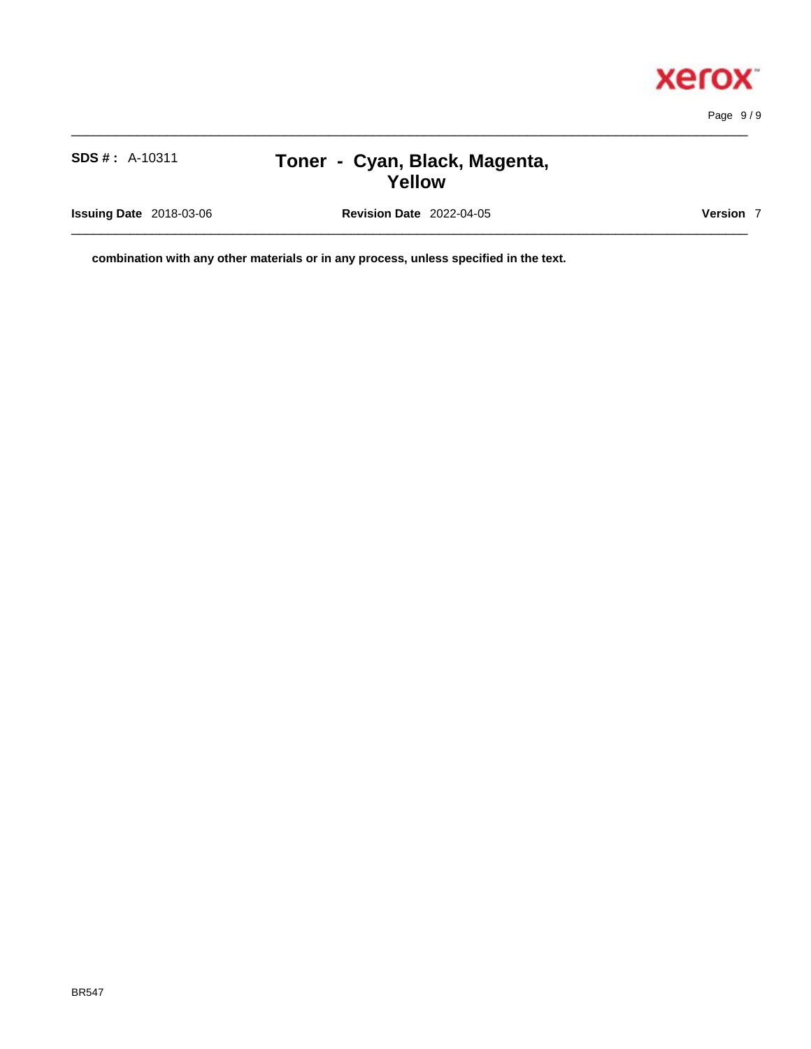**combination with any other materials or in any process, unless specified in the text.**